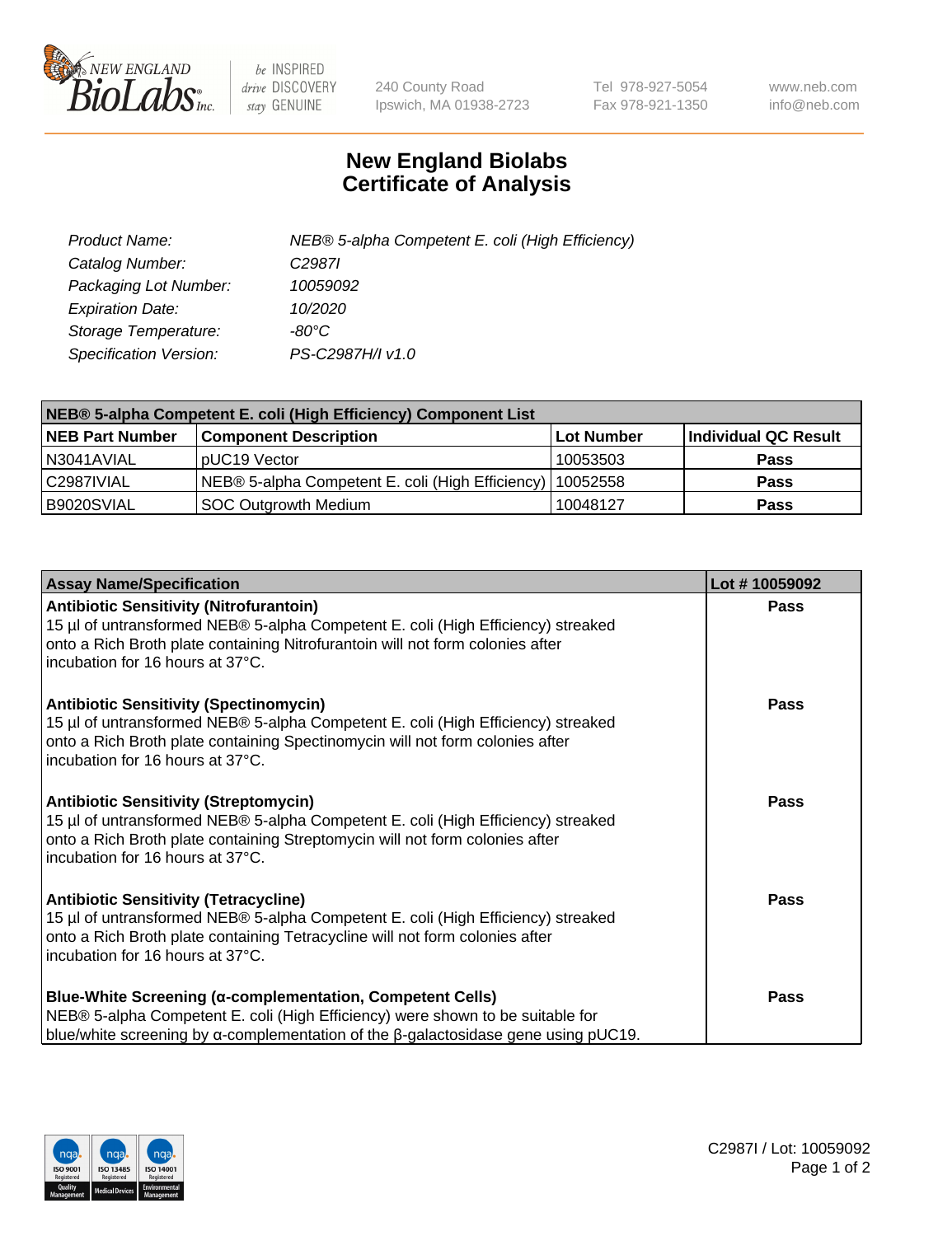New England BioLabs Inc. — be INSPIRED drive DISCOVERY stay GENUINE

240 County Road
Ipswich, MA 01938-2723

Tel 978-927-5054
Fax 978-921-1350

www.neb.com
info@neb.com

# New England Biolabs Certificate of Analysis

*Product Name:* *NEB® 5-alpha Competent E. coli (High Efficiency)*
*Catalog Number:* *C2987I*
*Packaging Lot Number:* *10059092*
*Expiration Date:* *10/2020*
*Storage Temperature:* *-80°C*
*Specification Version:* *PS-C2987H/I v1.0*

| NEB® 5-alpha Competent E. coli (High Efficiency) Component List | | | |
|---|---|---|---|
| **NEB Part Number** | **Component Description** | **Lot Number** | **Individual QC Result** |
| N3041AVIAL | pUC19 Vector | 10053503 | **Pass** |
| C2987IVIAL | NEB® 5-alpha Competent E. coli (High Efficiency) | 10052558 | **Pass** |
| B9020SVIAL | SOC Outgrowth Medium | 10048127 | **Pass** |

| Assay Name/Specification | Lot # 10059092 |
|---|---|
| **Antibiotic Sensitivity (Nitrofurantoin)** 15 µl of untransformed NEB® 5-alpha Competent E. coli (High Efficiency) streaked onto a Rich Broth plate containing Nitrofurantoin will not form colonies after incubation for 16 hours at 37°C. | **Pass** |
| **Antibiotic Sensitivity (Spectinomycin)** 15 µl of untransformed NEB® 5-alpha Competent E. coli (High Efficiency) streaked onto a Rich Broth plate containing Spectinomycin will not form colonies after incubation for 16 hours at 37°C. | **Pass** |
| **Antibiotic Sensitivity (Streptomycin)** 15 µl of untransformed NEB® 5-alpha Competent E. coli (High Efficiency) streaked onto a Rich Broth plate containing Streptomycin will not form colonies after incubation for 16 hours at 37°C. | **Pass** |
| **Antibiotic Sensitivity (Tetracycline)** 15 µl of untransformed NEB® 5-alpha Competent E. coli (High Efficiency) streaked onto a Rich Broth plate containing Tetracycline will not form colonies after incubation for 16 hours at 37°C. | **Pass** |
| **Blue-White Screening (α-complementation, Competent Cells)** NEB® 5-alpha Competent E. coli (High Efficiency) were shown to be suitable for blue/white screening by α-complementation of the β-galactosidase gene using pUC19. | **Pass** |

C2987I / Lot: 10059092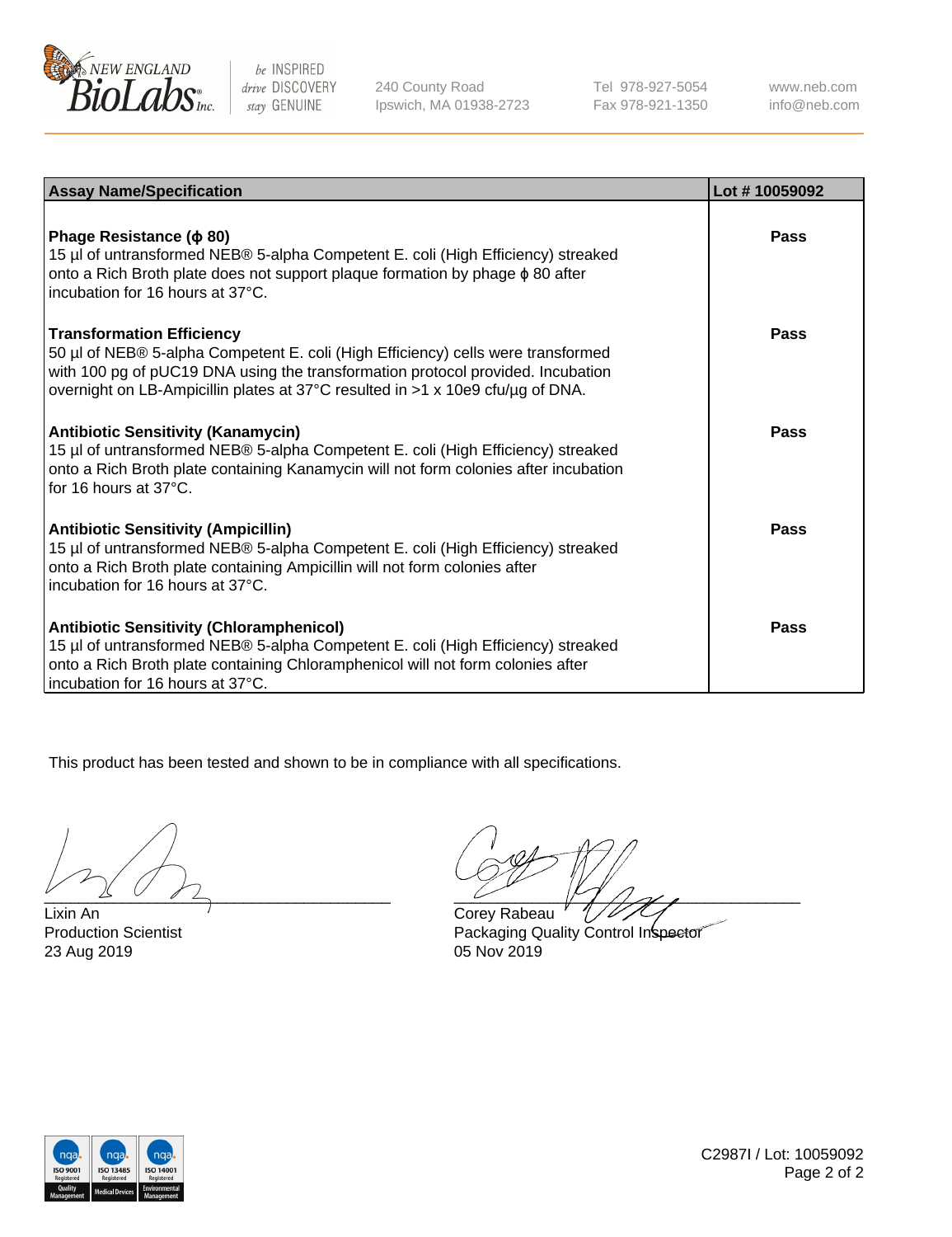| Assay Name/Specification | Lot # 10059092 |
| --- | --- |
| **Phage Resistance (ϕ 80)**<br>15 µl of untransformed NEB® 5-alpha Competent E. coli (High Efficiency) streaked onto a Rich Broth plate does not support plaque formation by phage ϕ 80 after incubation for 16 hours at 37°C. | **Pass** |
| **Transformation Efficiency**<br>50 µl of NEB® 5-alpha Competent E. coli (High Efficiency) cells were transformed with 100 pg of pUC19 DNA using the transformation protocol provided. Incubation overnight on LB-Ampicillin plates at 37°C resulted in >1 x 10e9 cfu/µg of DNA. | **Pass** |
| **Antibiotic Sensitivity (Kanamycin)**<br>15 µl of untransformed NEB® 5-alpha Competent E. coli (High Efficiency) streaked onto a Rich Broth plate containing Kanamycin will not form colonies after incubation for 16 hours at 37°C. | **Pass** |
| **Antibiotic Sensitivity (Ampicillin)**<br>15 µl of untransformed NEB® 5-alpha Competent E. coli (High Efficiency) streaked onto a Rich Broth plate containing Ampicillin will not form colonies after incubation for 16 hours at 37°C. | **Pass** |
| **Antibiotic Sensitivity (Chloramphenicol)**<br>15 µl of untransformed NEB® 5-alpha Competent E. coli (High Efficiency) streaked onto a Rich Broth plate containing Chloramphenicol will not form colonies after incubation for 16 hours at 37°C. | **Pass** |

This product has been tested and shown to be in compliance with all specifications.

Lixin An
Production Scientist
23 Aug 2019

Corey Rabeau
Packaging Quality Control Inspector
05 Nov 2019

C2987I / Lot: 10059092